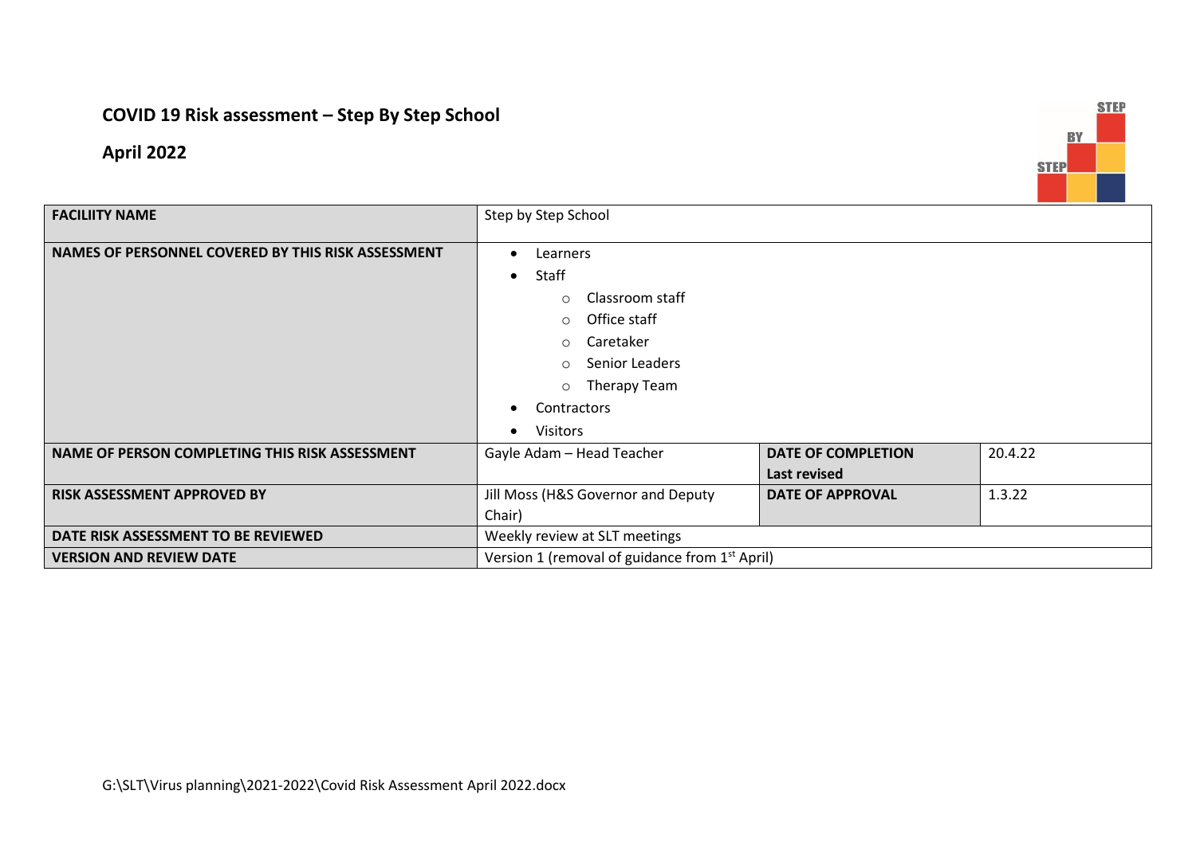**COVID 19 Risk assessment – Step By Step School**

**April 2022**

| **FACILIITY NAME** | Step by Step School | | |
|---|---|---|---|
| **NAMES OF PERSONNEL COVERED BY THIS RISK ASSESSMENT** | • Learners<br>• Staff<br>  ○ Classroom staff<br>  ○ Office staff<br>  ○ Caretaker<br>  ○ Senior Leaders<br>  ○ Therapy Team<br>• Contractors<br>• Visitors | | |
| **NAME OF PERSON COMPLETING THIS RISK ASSESSMENT** | Gayle Adam – Head Teacher | **DATE OF COMPLETION Last revised** | 20.4.22 |
| **RISK ASSESSMENT APPROVED BY** | Jill Moss (H&S Governor and Deputy Chair) | **DATE OF APPROVAL** | 1.3.22 |
| **DATE RISK ASSESSMENT TO BE REVIEWED** | Weekly review at SLT meetings | | |
| **VERSION AND REVIEW DATE** | Version 1 (removal of guidance from 1st April) | | |

G:\SLT\Virus planning\2021-2022\Covid Risk Assessment April 2022.docx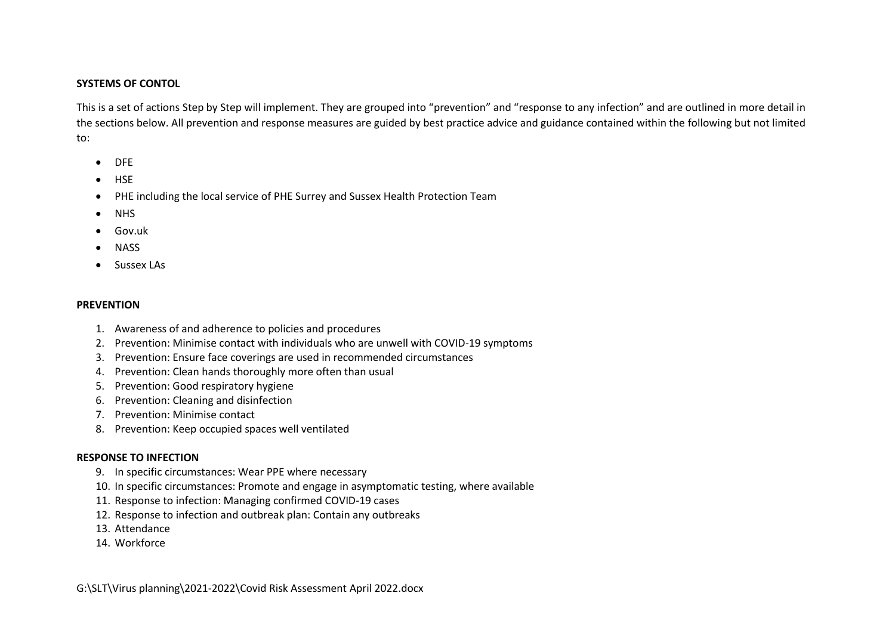**SYSTEMS OF CONTOL**

This is a set of actions Step by Step will implement. They are grouped into "prevention" and "response to any infection" and are outlined in more detail in the sections below. All prevention and response measures are guided by best practice advice and guidance contained within the following but not limited to:

- DFE
- HSE
- PHE including the local service of PHE Surrey and Sussex Health Protection Team
- NHS
- Gov.uk
- NASS
- Sussex LAs

**PREVENTION**

1. Awareness of and adherence to policies and procedures
2. Prevention: Minimise contact with individuals who are unwell with COVID-19 symptoms
3. Prevention: Ensure face coverings are used in recommended circumstances
4. Prevention: Clean hands thoroughly more often than usual
5. Prevention: Good respiratory hygiene
6. Prevention: Cleaning and disinfection
7. Prevention: Minimise contact
8. Prevention: Keep occupied spaces well ventilated

**RESPONSE TO INFECTION**

9. In specific circumstances: Wear PPE where necessary
10. In specific circumstances: Promote and engage in asymptomatic testing, where available
11. Response to infection: Managing confirmed COVID-19 cases
12. Response to infection and outbreak plan: Contain any outbreaks
13. Attendance
14. Workforce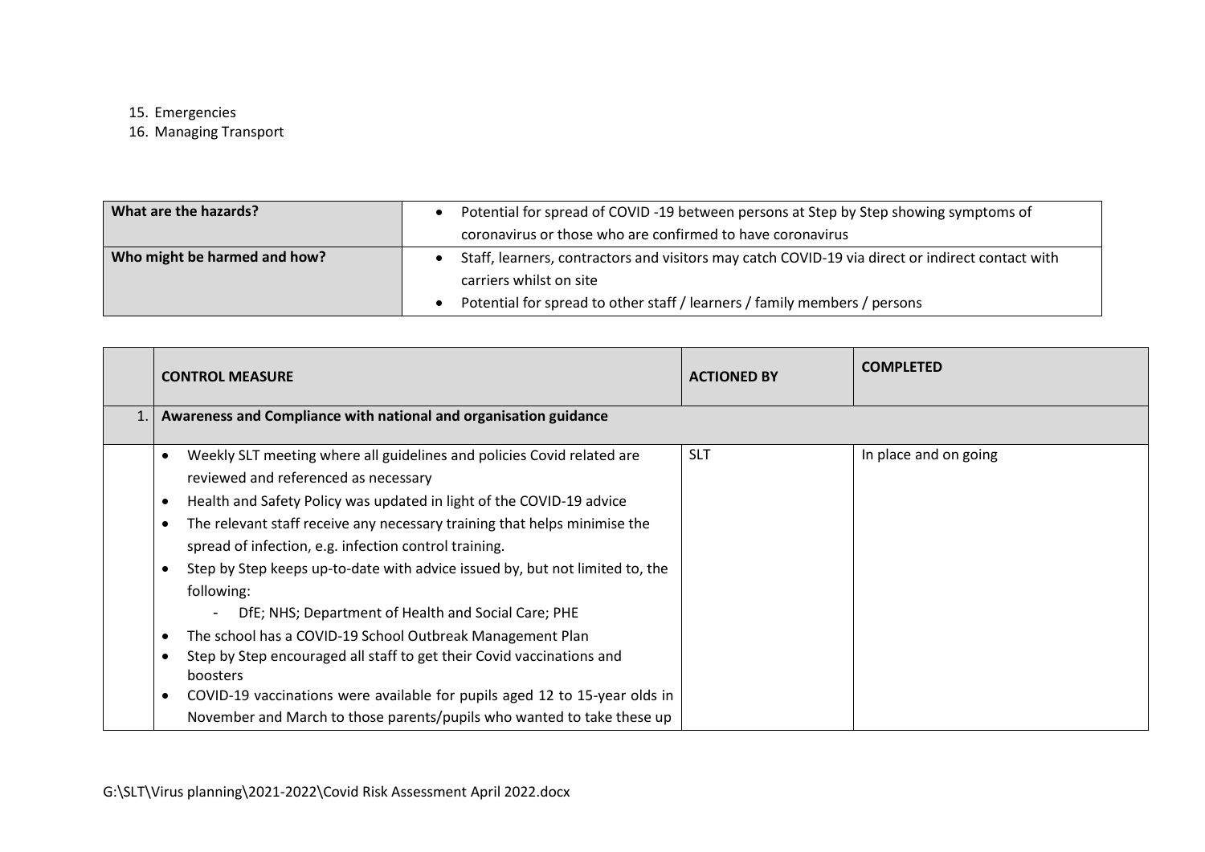15. Emergencies
16. Managing Transport

| What are the hazards? | • Potential for spread of COVID -19 between persons at Step by Step showing symptoms of coronavirus or those who are confirmed to have coronavirus |
|---|---|
| **Who might be harmed and how?** | • Staff, learners, contractors and visitors may catch COVID-19 via direct or indirect contact with carriers whilst on site<br>• Potential for spread to other staff / learners / family members / persons |

| | CONTROL MEASURE | ACTIONED BY | COMPLETED |
|---|---|---|---|
| 1. | **Awareness and Compliance with national and organisation guidance** | | |
| | • Weekly SLT meeting where all guidelines and policies Covid related are reviewed and referenced as necessary<br>• Health and Safety Policy was updated in light of the COVID-19 advice<br>• The relevant staff receive any necessary training that helps minimise the spread of infection, e.g. infection control training.<br>• Step by Step keeps up-to-date with advice issued by, but not limited to, the following:<br>  - DfE; NHS; Department of Health and Social Care; PHE<br>• The school has a COVID-19 School Outbreak Management Plan<br>• Step by Step encouraged all staff to get their Covid vaccinations and boosters<br>• COVID-19 vaccinations were available for pupils aged 12 to 15-year olds in November and March to those parents/pupils who wanted to take these up | SLT | In place and on going |

G:\SLT\Virus planning\2021-2022\Covid Risk Assessment April 2022.docx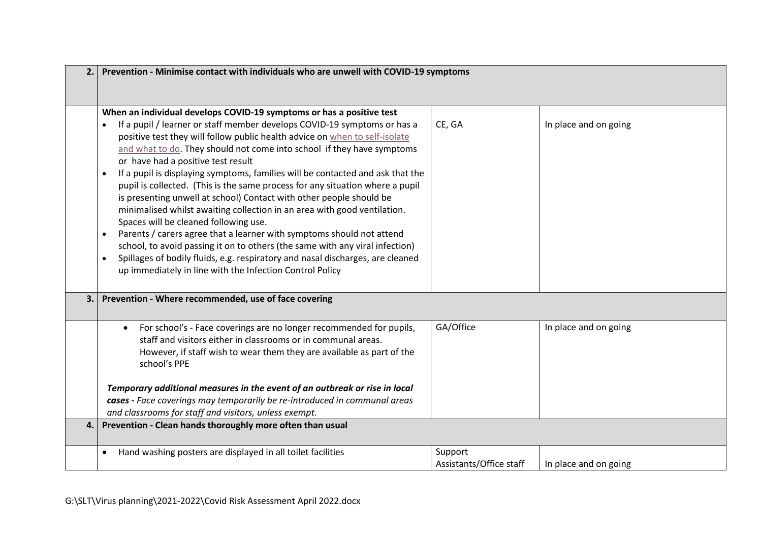| | | | |
|---|---|---|---|
| **2.** | **Prevention - Minimise contact with individuals who are unwell with COVID-19 symptoms** | | |
| | **When an individual develops COVID-19 symptoms or has a positive test**<br>• If a pupil / learner or staff member develops COVID-19 symptoms or has a positive test they will follow public health advice on [when to self-isolate and what to do](). They should not come into school if they have symptoms or have had a positive test result<br>• If a pupil is displaying symptoms, families will be contacted and ask that the pupil is collected. (This is the same process for any situation where a pupil is presenting unwell at school) Contact with other people should be minimalised whilst awaiting collection in an area with good ventilation. Spaces will be cleaned following use.<br>• Parents / carers agree that a learner with symptoms should not attend school, to avoid passing it on to others (the same with any viral infection)<br>• Spillages of bodily fluids, e.g. respiratory and nasal discharges, are cleaned up immediately in line with the Infection Control Policy | CE, GA | In place and on going |
| **3.** | **Prevention - Where recommended, use of face covering** | | |
| | • For school's - Face coverings are no longer recommended for pupils, staff and visitors either in classrooms or in communal areas. However, if staff wish to wear them they are available as part of the school's PPE<br><br>***Temporary additional measures in the event of an outbreak or rise in local cases -*** *Face coverings may temporarily be re-introduced in communal areas and classrooms for staff and visitors, unless exempt.* | GA/Office | In place and on going |
| **4.** | **Prevention - Clean hands thoroughly more often than usual** | | |
| | • Hand washing posters are displayed in all toilet facilities | Support Assistants/Office staff | In place and on going |

G:\SLT\Virus planning\2021-2022\Covid Risk Assessment April 2022.docx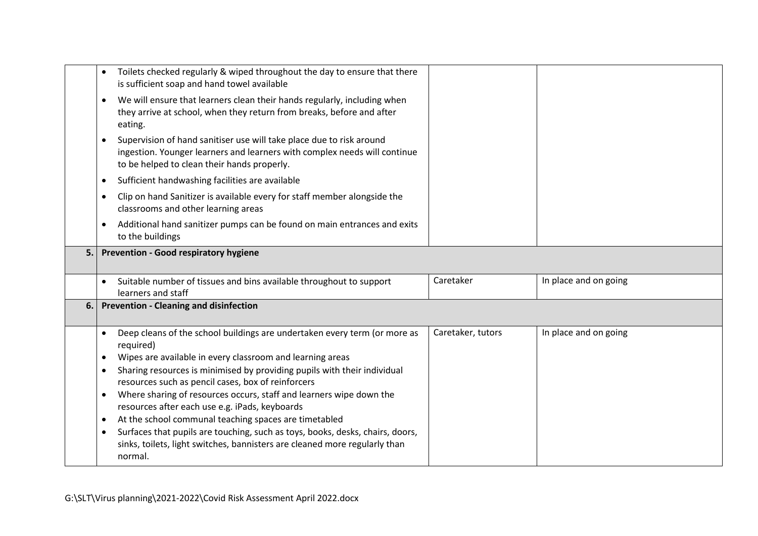| | | | |
|---|---|---|---|
| | • Toilets checked regularly & wiped throughout the day to ensure that there is sufficient soap and hand towel available<br>• We will ensure that learners clean their hands regularly, including when they arrive at school, when they return from breaks, before and after eating.<br>• Supervision of hand sanitiser use will take place due to risk around ingestion. Younger learners and learners with complex needs will continue to be helped to clean their hands properly.<br>• Sufficient handwashing facilities are available<br>• Clip on hand Sanitizer is available every for staff member alongside the classrooms and other learning areas<br>• Additional hand sanitizer pumps can be found on main entrances and exits to the buildings | | |
| **5.** | **Prevention - Good respiratory hygiene** | | |
| | • Suitable number of tissues and bins available throughout to support learners and staff | Caretaker | In place and on going |
| **6.** | **Prevention - Cleaning and disinfection** | | |
| | • Deep cleans of the school buildings are undertaken every term (or more as required)<br>• Wipes are available in every classroom and learning areas<br>• Sharing resources is minimised by providing pupils with their individual resources such as pencil cases, box of reinforcers<br>• Where sharing of resources occurs, staff and learners wipe down the resources after each use e.g. iPads, keyboards<br>• At the school communal teaching spaces are timetabled<br>• Surfaces that pupils are touching, such as toys, books, desks, chairs, doors, sinks, toilets, light switches, bannisters are cleaned more regularly than normal. | Caretaker, tutors | In place and on going |

G:\SLT\Virus planning\2021-2022\Covid Risk Assessment April 2022.docx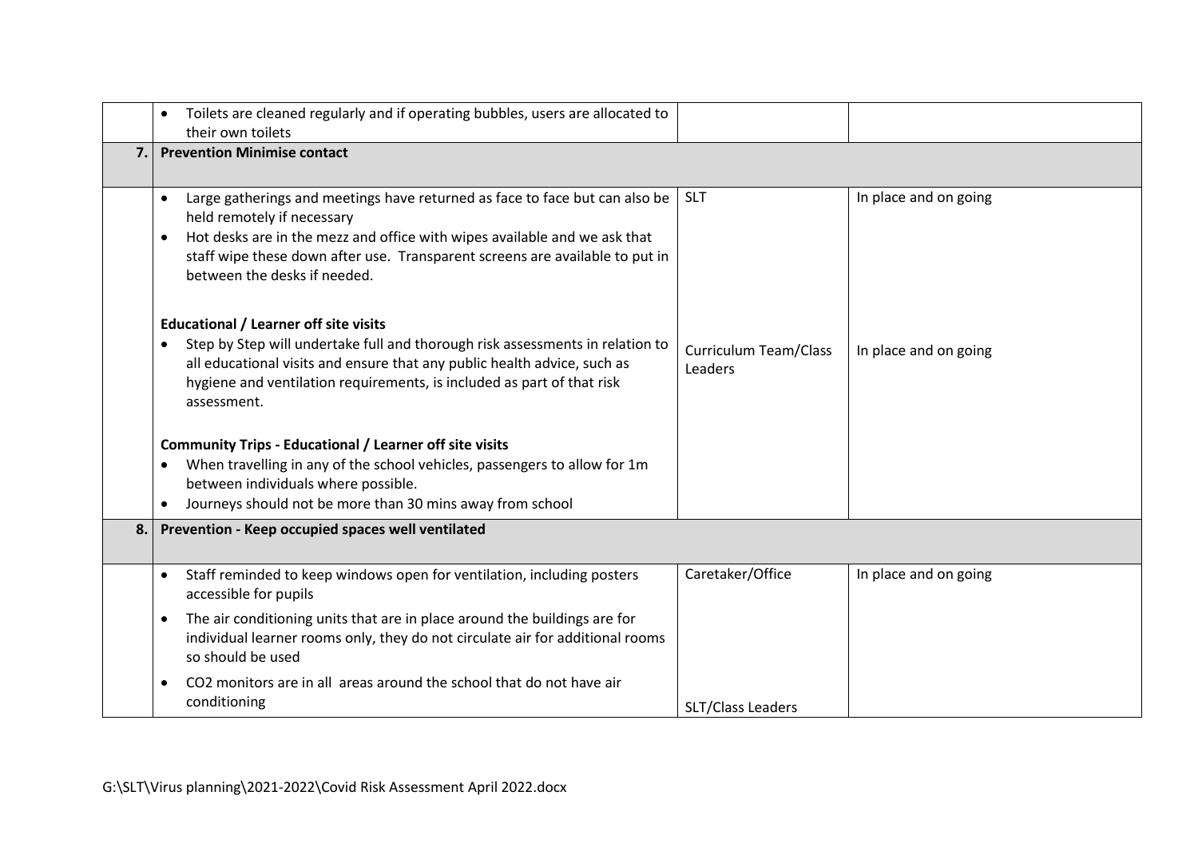| | | | |
|---|---|---|---|
| | • Toilets are cleaned regularly and if operating bubbles, users are allocated to their own toilets | | |
| **7.** | **Prevention Minimise contact** | | |
| | • Large gatherings and meetings have returned as face to face but can also be held remotely if necessary<br>• Hot desks are in the mezz and office with wipes available and we ask that staff wipe these down after use. Transparent screens are available to put in between the desks if needed.<br><br>**Educational / Learner off site visits**<br>• Step by Step will undertake full and thorough risk assessments in relation to all educational visits and ensure that any public health advice, such as hygiene and ventilation requirements, is included as part of that risk assessment.<br><br>**Community Trips - Educational / Learner off site visits**<br>• When travelling in any of the school vehicles, passengers to allow for 1m between individuals where possible.<br>• Journeys should not be more than 30 mins away from school | SLT<br><br><br><br><br><br>Curriculum Team/Class Leaders | In place and on going<br><br><br><br><br><br>In place and on going |
| **8.** | **Prevention - Keep occupied spaces well ventilated** | | |
| | • Staff reminded to keep windows open for ventilation, including posters accessible for pupils<br>• The air conditioning units that are in place around the buildings are for individual learner rooms only, they do not circulate air for additional rooms so should be used<br>• CO2 monitors are in all areas around the school that do not have air conditioning | Caretaker/Office<br><br><br><br><br>SLT/Class Leaders | In place and on going |

G:\SLT\Virus planning\2021-2022\Covid Risk Assessment April 2022.docx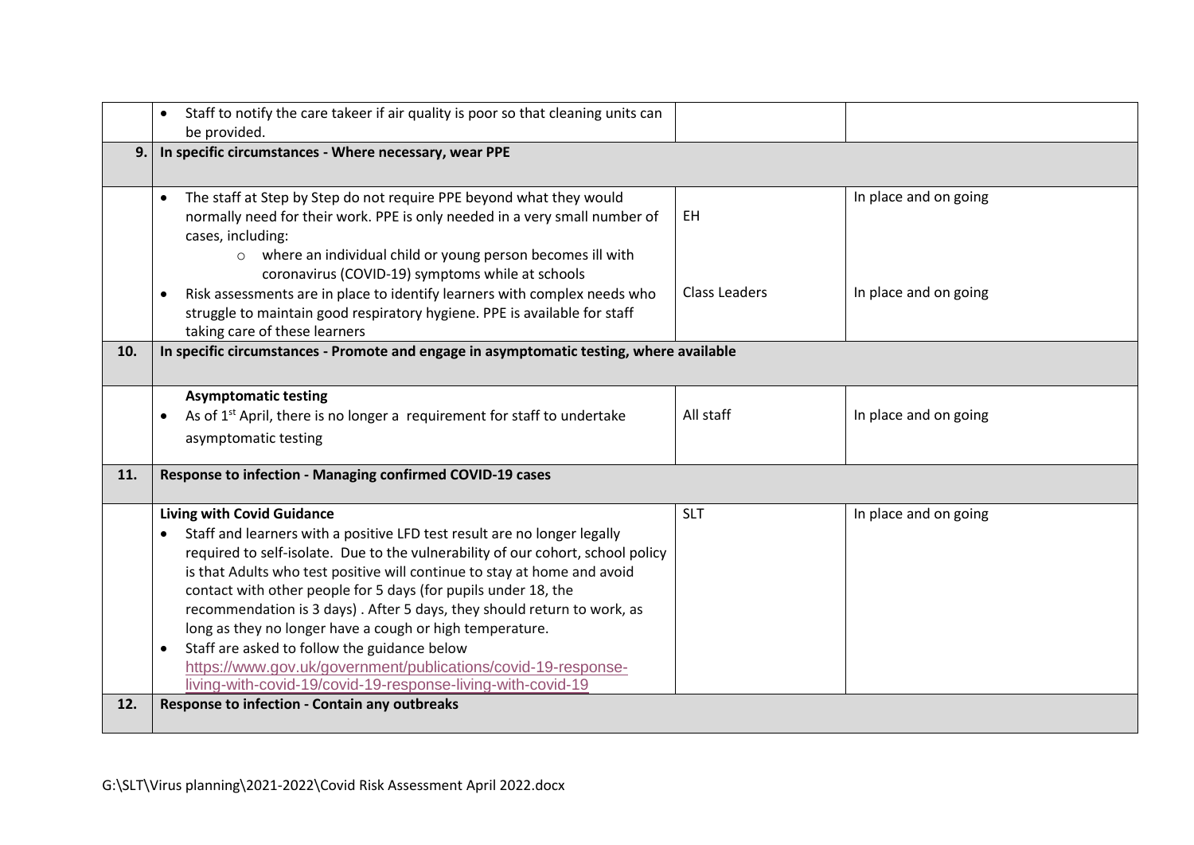| | | | |
|---|---|---|---|
| | • Staff to notify the care takeer if air quality is poor so that cleaning units can be provided. | | |
| **9.** | **In specific circumstances - Where necessary, wear PPE** | | |
| | • The staff at Step by Step do not require PPE beyond what they would normally need for their work. PPE is only needed in a very small number of cases, including:<br>  ○ where an individual child or young person becomes ill with coronavirus (COVID-19) symptoms while at schools<br>• Risk assessments are in place to identify learners with complex needs who struggle to maintain good respiratory hygiene. PPE is available for staff taking care of these learners | EH<br><br>Class Leaders | In place and on going<br><br>In place and on going |
| **10.** | **In specific circumstances - Promote and engage in asymptomatic testing, where available** | | |
| | **Asymptomatic testing**<br>• As of 1st April, there is no longer a requirement for staff to undertake asymptomatic testing | All staff | In place and on going |
| **11.** | **Response to infection - Managing confirmed COVID-19 cases** | | |
| | **Living with Covid Guidance**<br>• Staff and learners with a positive LFD test result are no longer legally required to self-isolate. Due to the vulnerability of our cohort, school policy is that Adults who test positive will continue to stay at home and avoid contact with other people for 5 days (for pupils under 18, the recommendation is 3 days) . After 5 days, they should return to work, as long as they no longer have a cough or high temperature.<br>• Staff are asked to follow the guidance below https://www.gov.uk/government/publications/covid-19-response-living-with-covid-19/covid-19-response-living-with-covid-19 | SLT | In place and on going |
| **12.** | **Response to infection - Contain any outbreaks** | | |

G:\SLT\Virus planning\2021-2022\Covid Risk Assessment April 2022.docx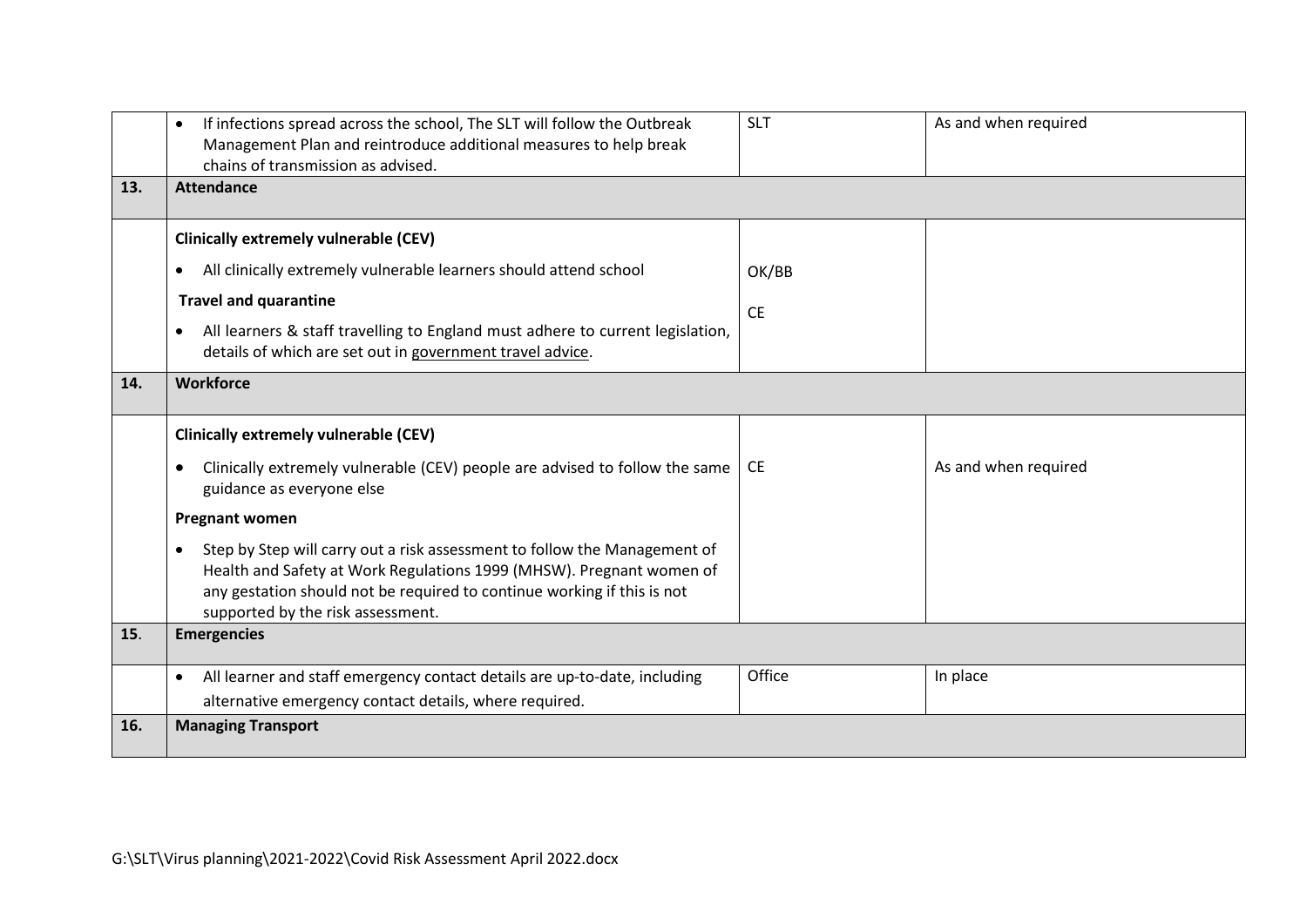| | | | |
|---|---|---|---|
| | • If infections spread across the school, The SLT will follow the Outbreak Management Plan and reintroduce additional measures to help break chains of transmission as advised. | SLT | As and when required |
| **13.** | **Attendance** | | |
| | **Clinically extremely vulnerable (CEV)**<br>• All clinically extremely vulnerable learners should attend school<br>**Travel and quarantine**<br>• All learners & staff travelling to England must adhere to current legislation, details of which are set out in government travel advice. | OK/BB<br>CE | |
| **14.** | **Workforce** | | |
| | **Clinically extremely vulnerable (CEV)**<br>• Clinically extremely vulnerable (CEV) people are advised to follow the same guidance as everyone else<br>**Pregnant women**<br>• Step by Step will carry out a risk assessment to follow the Management of Health and Safety at Work Regulations 1999 (MHSW). Pregnant women of any gestation should not be required to continue working if this is not supported by the risk assessment. | CE | As and when required |
| **15.** | **Emergencies** | | |
| | • All learner and staff emergency contact details are up-to-date, including alternative emergency contact details, where required. | Office | In place |
| **16.** | **Managing Transport** | | |

G:\SLT\Virus planning\2021-2022\Covid Risk Assessment April 2022.docx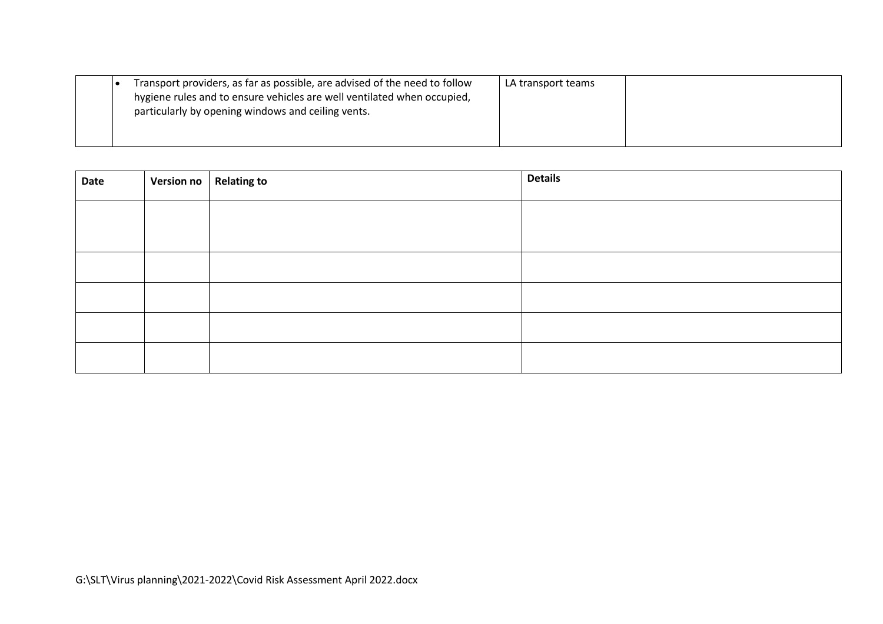| | | | |
|---|---|---|---|
| | • Transport providers, as far as possible, are advised of the need to follow hygiene rules and to ensure vehicles are well ventilated when occupied, particularly by opening windows and ceiling vents. | LA transport teams | |

| Date | Version no | Relating to | Details |
|---|---|---|---|
| | | | |
| | | | |
| | | | |
| | | | |
| | | | |

G:\SLT\Virus planning\2021-2022\Covid Risk Assessment April 2022.docx